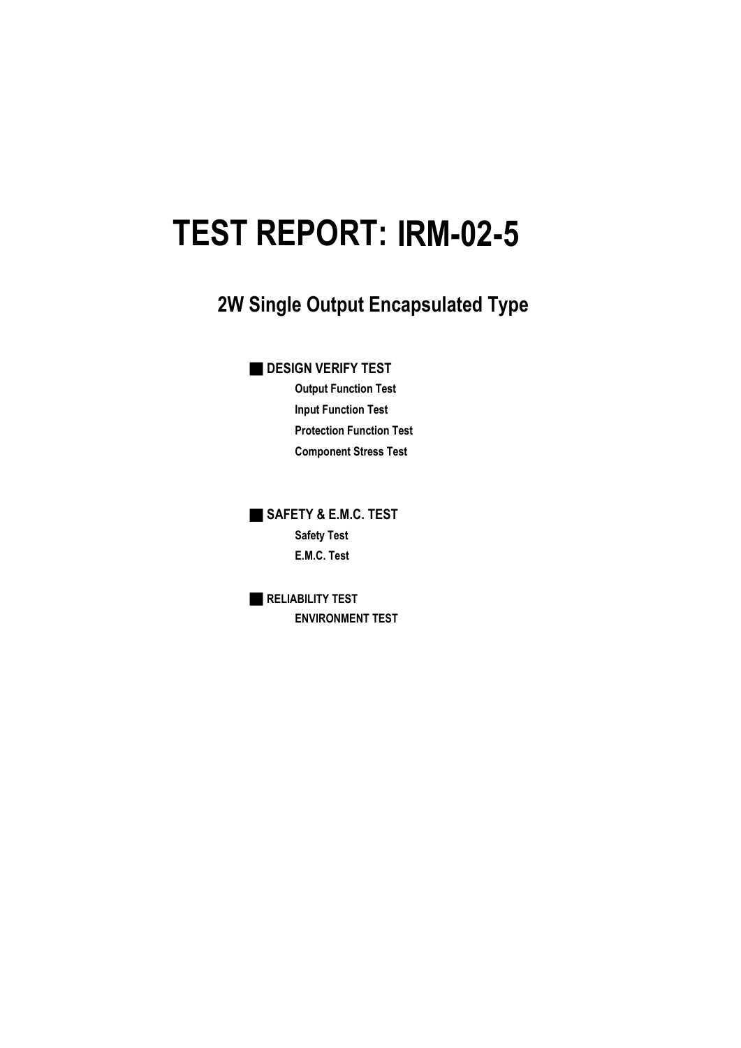# TEST REPORT: IRM-02-5

## 2W Single Output Encapsulated Type

### ■ DESIGN VERIFY TEST

- **Output Function Test**
- **Input Function Test**
- **Protection Function Test**
- **Component Stress Test**

### ■ SAFETY & E.M.C. TEST

- **Safety Test**
- **E.M.C. Test**

### ■ RELIABILITY TEST

- **ENVIRONMENT TEST**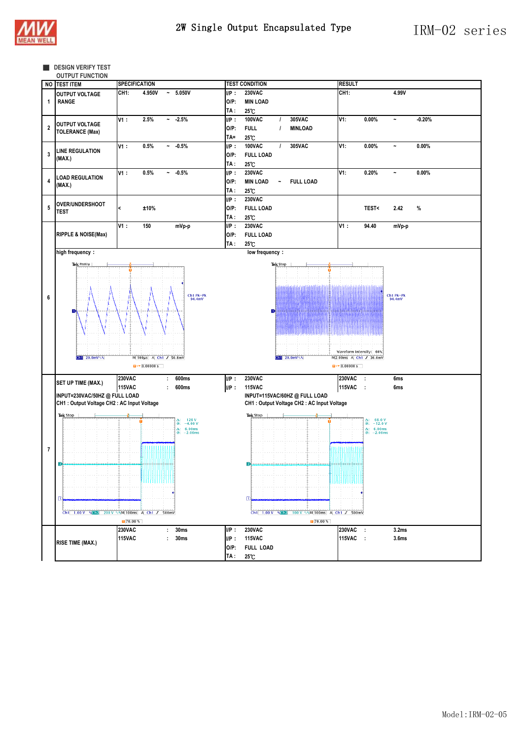## DESIGN VERIFY TEST

OUTPUT FUNCTION

| NO | TEST ITEM | SPECIFICATION | TEST CONDITION | RESULT |
|---|---|---|---|---|
| 1 | OUTPUT VOLTAGE RANGE | CH1: 4.950V ~ 5.050V | I/P : 230VAC<br>O/P: MIN LOAD<br>TA : 25℃ | CH1: 4.99V |
| 2 | OUTPUT VOLTAGE TOLERANCE (Max) | V1 : 2.5% ~ -2.5% | I/P : 100VAC / 305VAC<br>O/P: FULL / MINLOAD<br>TA= 25℃ | V1: 0.00% ~ -0.20% |
| 3 | LINE REGULATION (MAX.) | V1 : 0.5% ~ -0.5% | I/P : 100VAC / 305VAC<br>O/P: FULL LOAD<br>TA : 25℃ | V1: 0.00% ~ 0.00% |
| 4 | LOAD REGULATION (MAX.) | V1 : 0.5% ~ -0.5% | I/P : 230VAC<br>O/P: MIN LOAD ~ FULL LOAD<br>TA : 25℃ | V1: 0.20% ~ 0.00% |
| 5 | OVER/UNDERSHOOT TEST | < ±10% | I/P : 230VAC<br>O/P: FULL LOAD<br>TA : 25℃ | TEST< 2.42 % |
| 6 | RIPPLE & NOISE(Max) | V1 : 150 mVp-p | I/P : 230VAC<br>O/P: FULL LOAD<br>TA : 25℃ | V1 : 94.40 mVp-p |
| | high frequency : | | low frequency : | |
| 7 | SET UP TIME (MAX.) | 230VAC : 600ms<br>115VAC : 600ms | I/P : 230VAC<br>I/P : 115VAC | 230VAC : 6ms<br>115VAC : 6ms |
| | INPUT=230VAC/50HZ @ FULL LOAD<br>CH1 : Output Voltage CH2 : AC Input Voltage | | INPUT=115VAC/60HZ @ FULL LOAD<br>CH1 : Output Voltage CH2 : AC Input Voltage | |
| | RISE TIME (MAX.) | 230VAC : 30ms<br>115VAC : 30ms | I/P : 230VAC<br>I/P : 115VAC<br>O/P: FULL LOAD<br>TA : 25℃ | 230VAC : 3.2ms<br>115VAC : 3.6ms |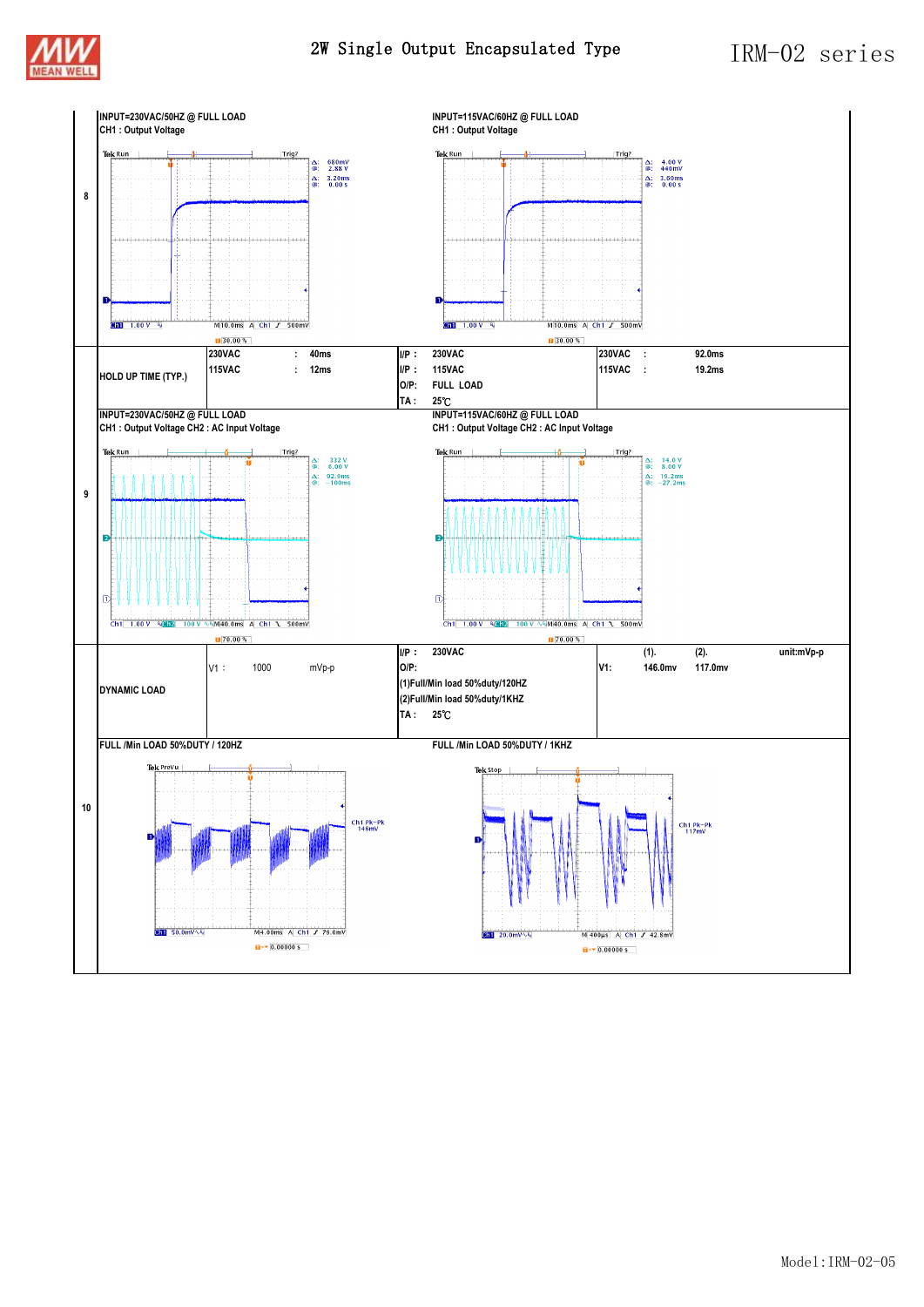| No. | Item | | | |
|---|---|---|---|---|
| 8 | INPUT=230VAC/50HZ @ FULL LOAD<br>CH1 : Output Voltage | | INPUT=115VAC/60HZ @ FULL LOAD<br>CH1 : Output Voltage | |
| | HOLD UP TIME (TYP.) | 230VAC : 40ms<br>115VAC : 12ms | I/P : 230VAC<br>I/P : 115VAC<br>O/P: FULL LOAD<br>TA : 25℃ | 230VAC : 92.0ms<br>115VAC : 19.2ms |
| 9 | INPUT=230VAC/50HZ @ FULL LOAD<br>CH1 : Output Voltage CH2 : AC Input Voltage | | INPUT=115VAC/60HZ @ FULL LOAD<br>CH1 : Output Voltage CH2 : AC Input Voltage | |
| | DYNAMIC LOAD | V1 : 1000 mVp-p | I/P : 230VAC<br>O/P:<br>(1)Full/Min load 50%duty/120HZ<br>(2)Full/Min load 50%duty/1KHZ<br>TA : 25℃ | (1). (2). unit:mVp-p<br>V1: 146.0mv 117.0mv |
| 10 | FULL /Min LOAD 50%DUTY / 120HZ | | FULL /Min LOAD 50%DUTY / 1KHZ | |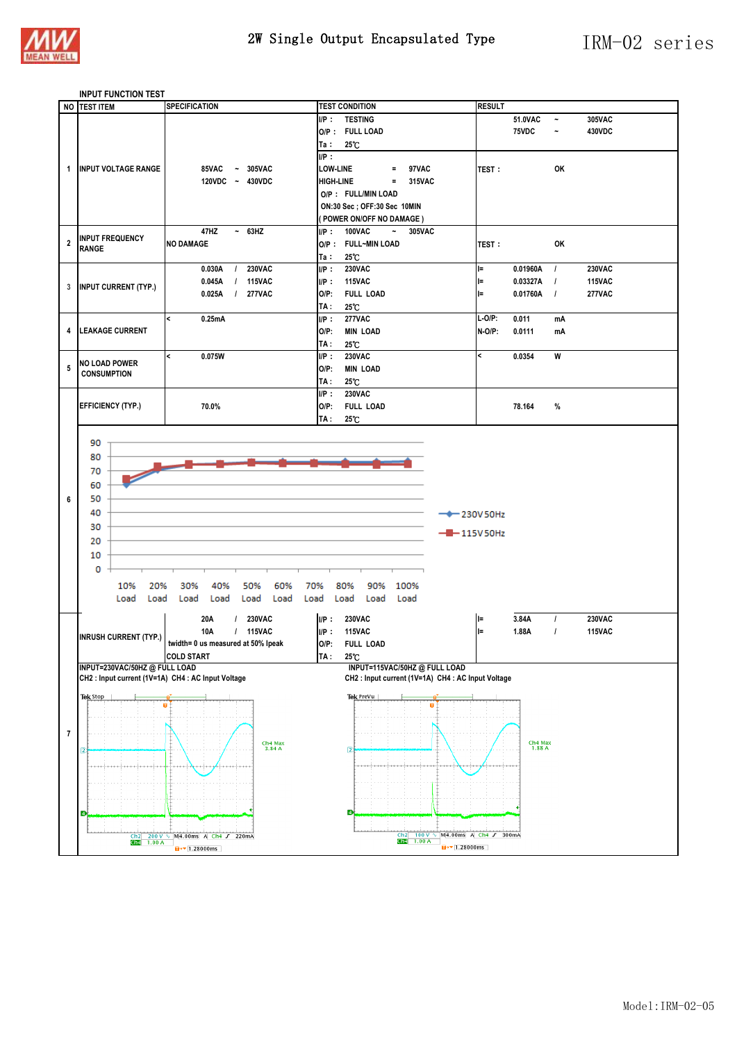## INPUT FUNCTION TEST

| NO | TEST ITEM | SPECIFICATION | TEST CONDITION | RESULT |
|---|---|---|---|---|
| 1 | INPUT VOLTAGE RANGE | 85VAC ~ 305VAC<br>120VDC ~ 430VDC | I/P : TESTING<br>O/P : FULL LOAD<br>Ta : 25℃ | 51.0VAC ~ 305VAC<br>75VDC ~ 430VDC |
| | | | I/P :<br>LOW-LINE = 97VAC<br>HIGH-LINE = 315VAC<br>O/P : FULL/MIN LOAD<br>ON:30 Sec ; OFF:30 Sec 10MIN<br>( POWER ON/OFF NO DAMAGE ) | TEST : OK |
| 2 | INPUT FREQUENCY RANGE | 47HZ ~ 63HZ<br>NO DAMAGE | I/P : 100VAC ~ 305VAC<br>O/P : FULL~MIN LOAD<br>Ta : 25℃ | TEST : OK |
| 3 | INPUT CURRENT (TYP.) | 0.030A / 230VAC<br>0.045A / 115VAC<br>0.025A / 277VAC | I/P : 230VAC<br>I/P : 115VAC<br>O/P: FULL LOAD<br>TA : 25℃ | I= 0.01960A / 230VAC<br>I= 0.03327A / 115VAC<br>I= 0.01760A / 277VAC |
| 4 | LEAKAGE CURRENT | < 0.25mA | I/P : 277VAC<br>O/P: MIN LOAD<br>TA : 25℃ | L-O/P: 0.011 mA<br>N-O/P: 0.0111 mA |
| 5 | NO LOAD POWER CONSUMPTION | < 0.075W | I/P : 230VAC<br>O/P: MIN LOAD<br>TA : 25℃ | < 0.0354 W |
| 6 | EFFICIENCY (TYP.) | 70.0% | I/P : 230VAC<br>O/P: FULL LOAD<br>TA : 25℃ | 78.164 % |
| 7 | INRUSH CURRENT (TYP.) | 20A / 230VAC<br>10A / 115VAC<br>twidth= 0 us measured at 50% Ipeak<br>COLD START | I/P : 230VAC<br>I/P : 115VAC<br>O/P: FULL LOAD<br>TA : 25℃ | I= 3.84A / 230VAC<br>I= 1.88A / 115VAC |

Efficiency chart (Load 10%–100%; series: 230V 50Hz, 115V 50Hz)

INPUT=230VAC/50HZ @ FULL LOAD
CH2 : Input current (1V=1A) CH4 : AC Input Voltage

INPUT=115VAC/50HZ @ FULL LOAD
CH2 : Input current (1V=1A) CH4 : AC Input Voltage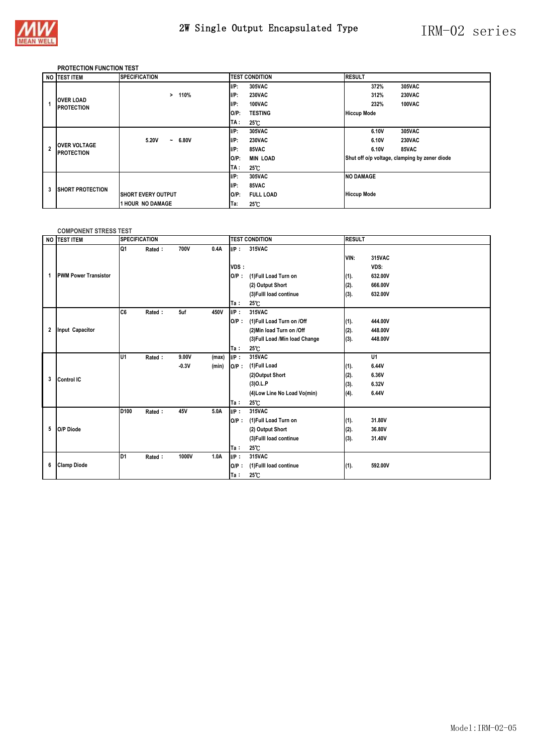## PROTECTION FUNCTION TEST

| NO | TEST ITEM | SPECIFICATION | TEST CONDITION | RESULT |
|---|---|---|---|---|
| 1 | OVER LOAD PROTECTION | > 110% | I/P: 305VAC<br>I/P: 230VAC<br>I/P: 100VAC<br>O/P: TESTING<br>TA : 25℃ | 372% 305VAC<br>312% 230VAC<br>232% 100VAC<br>Hiccup Mode |
| 2 | OVER VOLTAGE PROTECTION | 5.20V ~ 6.80V | I/P: 305VAC<br>I/P: 230VAC<br>I/P: 85VAC<br>O/P: MIN LOAD<br>TA : 25℃ | 6.10V 305VAC<br>6.10V 230VAC<br>6.10V 85VAC<br>Shut off o/p voltage, clamping by zener diode |
| 3 | SHORT PROTECTION | SHORT EVERY OUTPUT<br>1 HOUR NO DAMAGE | I/P: 305VAC<br>I/P: 85VAC<br>O/P: FULL LOAD<br>Ta: 25℃ | NO DAMAGE<br>Hiccup Mode |

## COMPONENT STRESS TEST

| NO | TEST ITEM | SPECIFICATION | TEST CONDITION | RESULT |
|---|---|---|---|---|
| 1 | PWM Power Transistor | Q1 Rated : 700V 0.4A | I/P : 315VAC<br>VDS :<br>O/P : (1)Full Load Turn on<br>(2) Output Short<br>(3)Fulll load continue<br>Ta : 25℃ | VIN: 315VAC<br>VDS:<br>(1). 632.00V<br>(2). 666.00V<br>(3). 632.00V |
| 2 | Input Capacitor | C6 Rated : 5uf 450V | I/P : 315VAC<br>O/P : (1)Full Load Turn on /Off<br>(2)Min load Turn on /Off<br>(3)Full Load /Min load Change<br>Ta : 25℃ | (1). 444.00V<br>(2). 448.00V<br>(3). 448.00V |
| 3 | Control IC | U1 Rated : 9.00V (max)<br>-0.3V (min) | I/P : 315VAC<br>O/P : (1)Full Load<br>(2)Output Short<br>(3)O.L.P<br>(4)Low Line No Load Vo(min)<br>Ta : 25℃ | U1<br>(1). 6.44V<br>(2). 6.36V<br>(3). 6.32V<br>(4). 6.44V |
| 5 | O/P Diode | D100 Rated : 45V 5.0A | I/P : 315VAC<br>O/P : (1)Full Load Turn on<br>(2) Output Short<br>(3)Fulll load continue<br>Ta : 25℃ | (1). 31.80V<br>(2). 36.80V<br>(3). 31.40V |
| 6 | Clamp Diode | D1 Rated : 1000V 1.0A | I/P : 315VAC<br>O/P : (1)Fulll load continue<br>Ta : 25℃ | (1). 592.00V |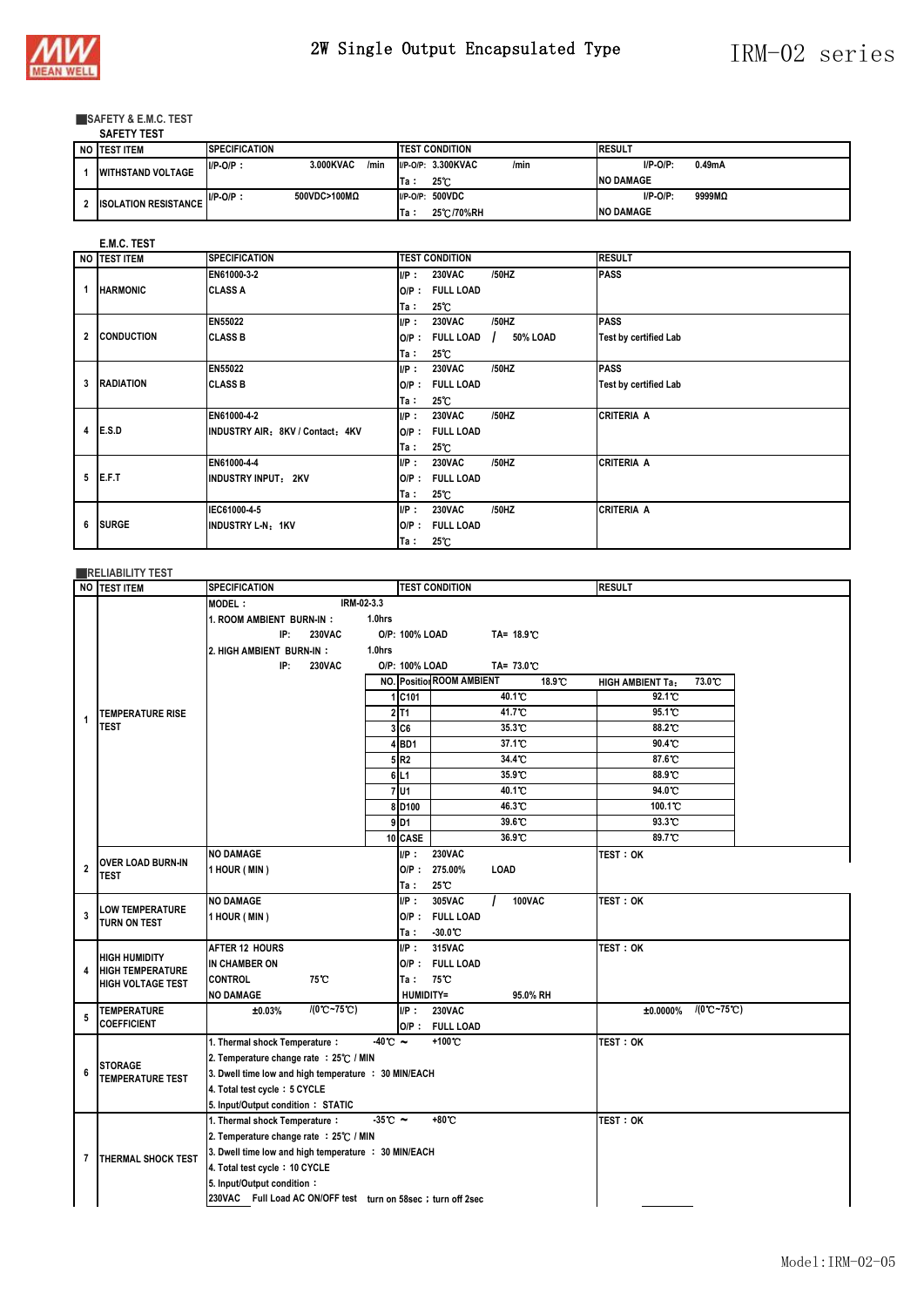# 2W Single Output Encapsulated Type — IRM-02 series

## SAFETY & E.M.C. TEST

### SAFETY TEST

| NO | TEST ITEM | SPECIFICATION | TEST CONDITION | RESULT |
|---|---|---|---|---|
| 1 | WITHSTAND VOLTAGE | I/P-O/P : 3.000KVAC /min | I/P-O/P: 3.300KVAC /min<br>Ta : 25℃ | I/P-O/P: 0.49mA<br>NO DAMAGE |
| 2 | ISOLATION RESISTANCE | I/P-O/P : 500VDC>100MΩ | I/P-O/P: 500VDC<br>Ta : 25℃/70%RH | I/P-O/P: 9999MΩ<br>NO DAMAGE |

### E.M.C. TEST

| NO | TEST ITEM | SPECIFICATION | TEST CONDITION | RESULT |
|---|---|---|---|---|
| 1 | HARMONIC | EN61000-3-2<br>CLASS A | I/P : 230VAC /50HZ<br>O/P : FULL LOAD<br>Ta : 25℃ | PASS |
| 2 | CONDUCTION | EN55022<br>CLASS B | I/P : 230VAC /50HZ<br>O/P : FULL LOAD / 50% LOAD<br>Ta : 25℃ | PASS<br>Test by certified Lab |
| 3 | RADIATION | EN55022<br>CLASS B | I/P : 230VAC /50HZ<br>O/P : FULL LOAD<br>Ta : 25℃ | PASS<br>Test by certified Lab |
| 4 | E.S.D | EN61000-4-2<br>INDUSTRY AIR：8KV / Contact：4KV | I/P : 230VAC /50HZ<br>O/P : FULL LOAD<br>Ta : 25℃ | CRITERIA A |
| 5 | E.F.T | EN61000-4-4<br>INDUSTRY INPUT：2KV | I/P : 230VAC /50HZ<br>O/P : FULL LOAD<br>Ta : 25℃ | CRITERIA A |
| 6 | SURGE | IEC61000-4-5<br>INDUSTRY L-N：1KV | I/P : 230VAC /50HZ<br>O/P : FULL LOAD<br>Ta : 25℃ | CRITERIA A |

## RELIABILITY TEST

| NO | TEST ITEM | SPECIFICATION | TEST CONDITION | RESULT |
|---|---|---|---|---|
| 1 | TEMPERATURE RISE TEST | MODEL : IRM-02-3.3<br>1. ROOM AMBIENT BURN-IN : 1.0hrs<br>IP: 230VAC O/P: 100% LOAD TA= 18.9℃<br>2. HIGH AMBIENT BURN-IN : 1.0hrs<br>IP: 230VAC O/P: 100% LOAD TA= 73.0℃ | | |

| NO. | Position | ROOM AMBIENT 18.9℃ | HIGH AMBIENT Ta： 73.0℃ |
|---|---|---|---|
| 1 | C101 | 40.1℃ | 92.1℃ |
| 2 | T1 | 41.7℃ | 95.1℃ |
| 3 | C6 | 35.3℃ | 88.2℃ |
| 4 | BD1 | 37.1℃ | 90.4℃ |
| 5 | R2 | 34.4℃ | 87.6℃ |
| 6 | L1 | 35.9℃ | 88.9℃ |
| 7 | U1 | 40.1℃ | 94.0℃ |
| 8 | D100 | 46.3℃ | 100.1℃ |
| 9 | D1 | 39.6℃ | 93.3℃ |
| 10 | CASE | 36.9℃ | 89.7℃ |

| NO | TEST ITEM | SPECIFICATION | TEST CONDITION | RESULT |
|---|---|---|---|---|
| 2 | OVER LOAD BURN-IN TEST | NO DAMAGE<br>1 HOUR ( MIN ) | I/P : 230VAC<br>O/P : 275.00% LOAD<br>Ta : 25℃ | TEST : OK |
| 3 | LOW TEMPERATURE TURN ON TEST | NO DAMAGE<br>1 HOUR ( MIN ) | I/P : 305VAC / 100VAC<br>O/P : FULL LOAD<br>Ta : -30.0℃ | TEST : OK |
| 4 | HIGH HUMIDITY HIGH TEMPERATURE HIGH VOLTAGE TEST | AFTER 12 HOURS<br>IN CHAMBER ON<br>CONTROL 75℃<br>NO DAMAGE | I/P : 315VAC<br>O/P : FULL LOAD<br>Ta : 75℃<br>HUMIDITY= 95.0% RH | TEST : OK |
| 5 | TEMPERATURE COEFFICIENT | ±0.03% /(0℃~75℃) | I/P : 230VAC<br>O/P : FULL LOAD | ±0.0000% /(0℃~75℃) |
| 6 | STORAGE TEMPERATURE TEST | 1. Thermal shock Temperature : -40℃ ~ +100℃<br>2. Temperature change rate ：25℃ / MIN<br>3. Dwell time low and high temperature ： 30 MIN/EACH<br>4. Total test cycle：5 CYCLE<br>5. Input/Output condition：STATIC | | TEST : OK |
| 7 | THERMAL SHOCK TEST | 1. Thermal shock Temperature : -35℃ ~ +80℃<br>2. Temperature change rate ：25℃ / MIN<br>3. Dwell time low and high temperature ： 30 MIN/EACH<br>4. Total test cycle：10 CYCLE<br>5. Input/Output condition：<br>230VAC Full Load AC ON/OFF test turn on 58sec；turn off 2sec | | TEST : OK |

Model:IRM-02-05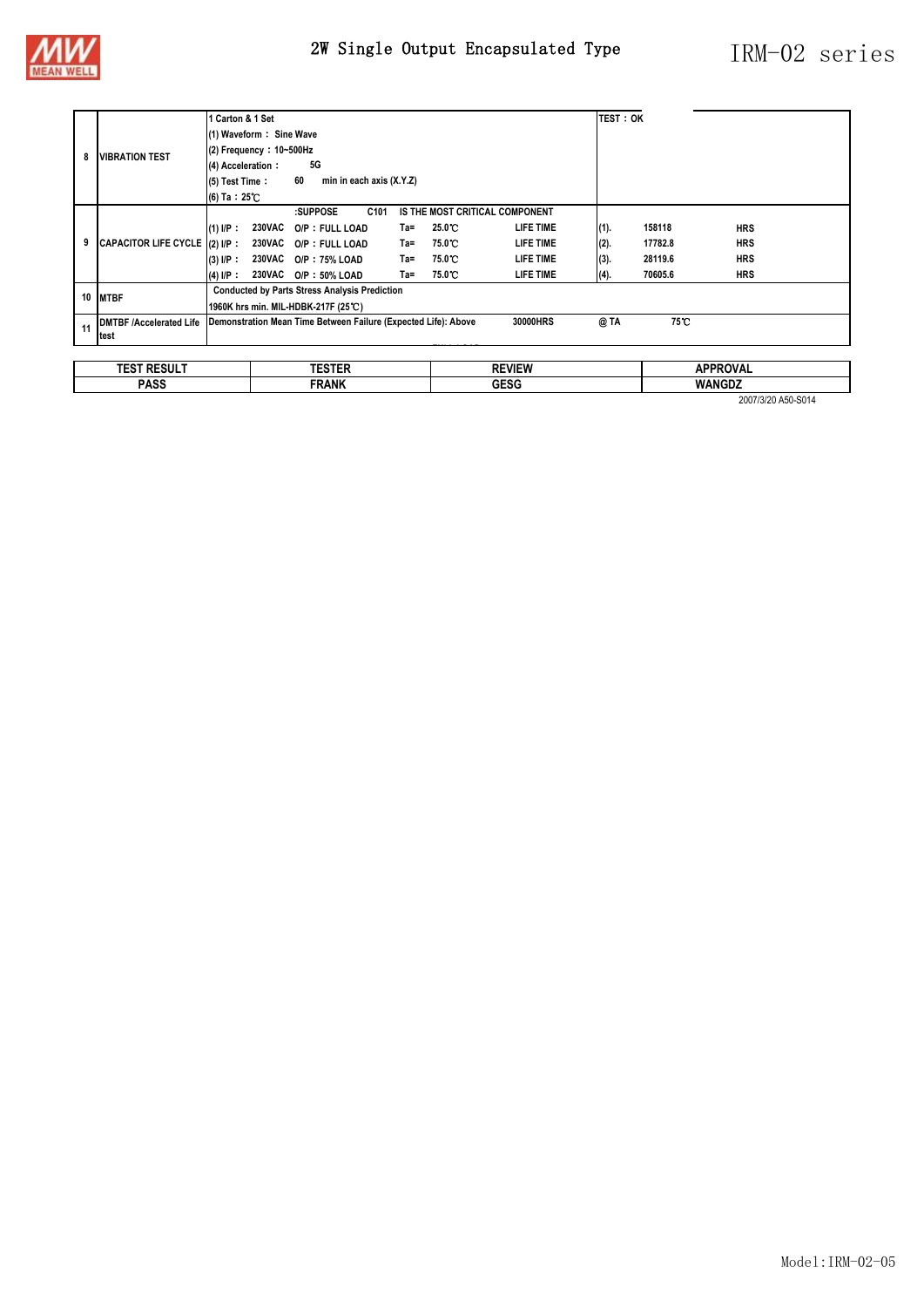| | | | |
|---|---|---|---|
| 8 | VIBRATION TEST | 1 Carton & 1 Set<br>(1) Waveform： Sine Wave<br>(2) Frequency：10~500Hz<br>(4) Acceleration： 5G<br>(5) Test Time： 60 min in each axis (X.Y.Z)<br>(6) Ta：25℃ | TEST：OK |
| 9 | CAPACITOR LIFE CYCLE | :SUPPOSE C101 IS THE MOST CRITICAL COMPONENT<br>(1) I/P： 230VAC O/P：FULL LOAD Ta= 25.0℃ LIFE TIME<br>(2) I/P： 230VAC O/P：FULL LOAD Ta= 75.0℃ LIFE TIME<br>(3) I/P： 230VAC O/P：75% LOAD Ta= 75.0℃ LIFE TIME<br>(4) I/P： 230VAC O/P：50% LOAD Ta= 75.0℃ LIFE TIME | (1). 158118 HRS<br>(2). 17782.8 HRS<br>(3). 28119.6 HRS<br>(4). 70605.6 HRS |
| 10 | MTBF | Conducted by Parts Stress Analysis Prediction<br>1960K hrs min. MIL-HDBK-217F (25℃) | |
| 11 | DMTBF /Accelerated Life test | Demonstration Mean Time Between Failure (Expected Life): Above 30000HRS | @ TA 75℃ |

| TEST RESULT | TESTER | REVIEW | APPROVAL |
|---|---|---|---|
| PASS | FRANK | GESG | WANGDZ |

2007/3/20 A50-S014